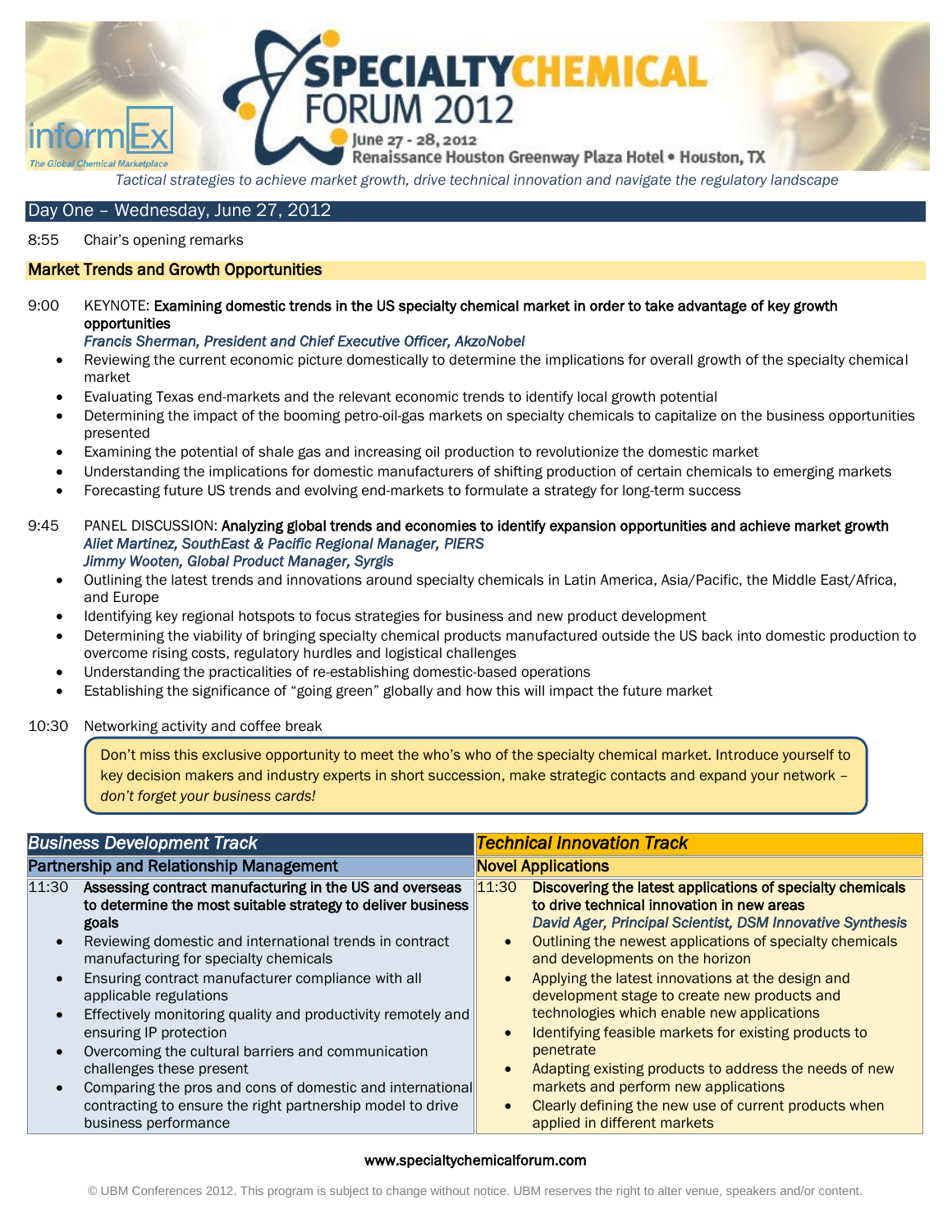# SPECIALTY CHEMICAL FORUM 2012

informEx — The Global Chemical Marketplace

June 27 - 28, 2012
Renaissance Houston Greenway Plaza Hotel • Houston, TX

*Tactical strategies to achieve market growth, drive technical innovation and navigate the regulatory landscape*

## Day One – Wednesday, June 27, 2012

8:55 Chair's opening remarks

### Market Trends and Growth Opportunities

9:00 KEYNOTE: **Examining domestic trends in the US specialty chemical market in order to take advantage of key growth opportunities**
*Francis Sherman, President and Chief Executive Officer, AkzoNobel*

- Reviewing the current economic picture domestically to determine the implications for overall growth of the specialty chemical market
- Evaluating Texas end-markets and the relevant economic trends to identify local growth potential
- Determining the impact of the booming petro-oil-gas markets on specialty chemicals to capitalize on the business opportunities presented
- Examining the potential of shale gas and increasing oil production to revolutionize the domestic market
- Understanding the implications for domestic manufacturers of shifting production of certain chemicals to emerging markets
- Forecasting future US trends and evolving end-markets to formulate a strategy for long-term success

9:45 PANEL DISCUSSION: **Analyzing global trends and economies to identify expansion opportunities and achieve market growth**
*Aliet Martinez, SouthEast & Pacific Regional Manager, PIERS*
*Jimmy Wooten, Global Product Manager, Syrgis*

- Outlining the latest trends and innovations around specialty chemicals in Latin America, Asia/Pacific, the Middle East/Africa, and Europe
- Identifying key regional hotspots to focus strategies for business and new product development
- Determining the viability of bringing specialty chemical products manufactured outside the US back into domestic production to overcome rising costs, regulatory hurdles and logistical challenges
- Understanding the practicalities of re-establishing domestic-based operations
- Establishing the significance of "going green" globally and how this will impact the future market

10:30 Networking activity and coffee break

> Don't miss this exclusive opportunity to meet the who's who of the specialty chemical market. Introduce yourself to key decision makers and industry experts in short succession, make strategic contacts and expand your network – *don't forget your business cards!*

### *Business Development Track*

#### Partnership and Relationship Management

11:30 **Assessing contract manufacturing in the US and overseas to determine the most suitable strategy to deliver business goals**

- Reviewing domestic and international trends in contract manufacturing for specialty chemicals
- Ensuring contract manufacturer compliance with all applicable regulations
- Effectively monitoring quality and productivity remotely and ensuring IP protection
- Overcoming the cultural barriers and communication challenges these present
- Comparing the pros and cons of domestic and international contracting to ensure the right partnership model to drive business performance

### *Technical Innovation Track*

#### Novel Applications

11:30 **Discovering the latest applications of specialty chemicals to drive technical innovation in new areas**
*David Ager, Principal Scientist, DSM Innovative Synthesis*

- Outlining the newest applications of specialty chemicals and developments on the horizon
- Applying the latest innovations at the design and development stage to create new products and technologies which enable new applications
- Identifying feasible markets for existing products to penetrate
- Adapting existing products to address the needs of new markets and perform new applications
- Clearly defining the new use of current products when applied in different markets

www.specialtychemicalforum.com

© UBM Conferences 2012. This program is subject to change without notice. UBM reserves the right to alter venue, speakers and/or content.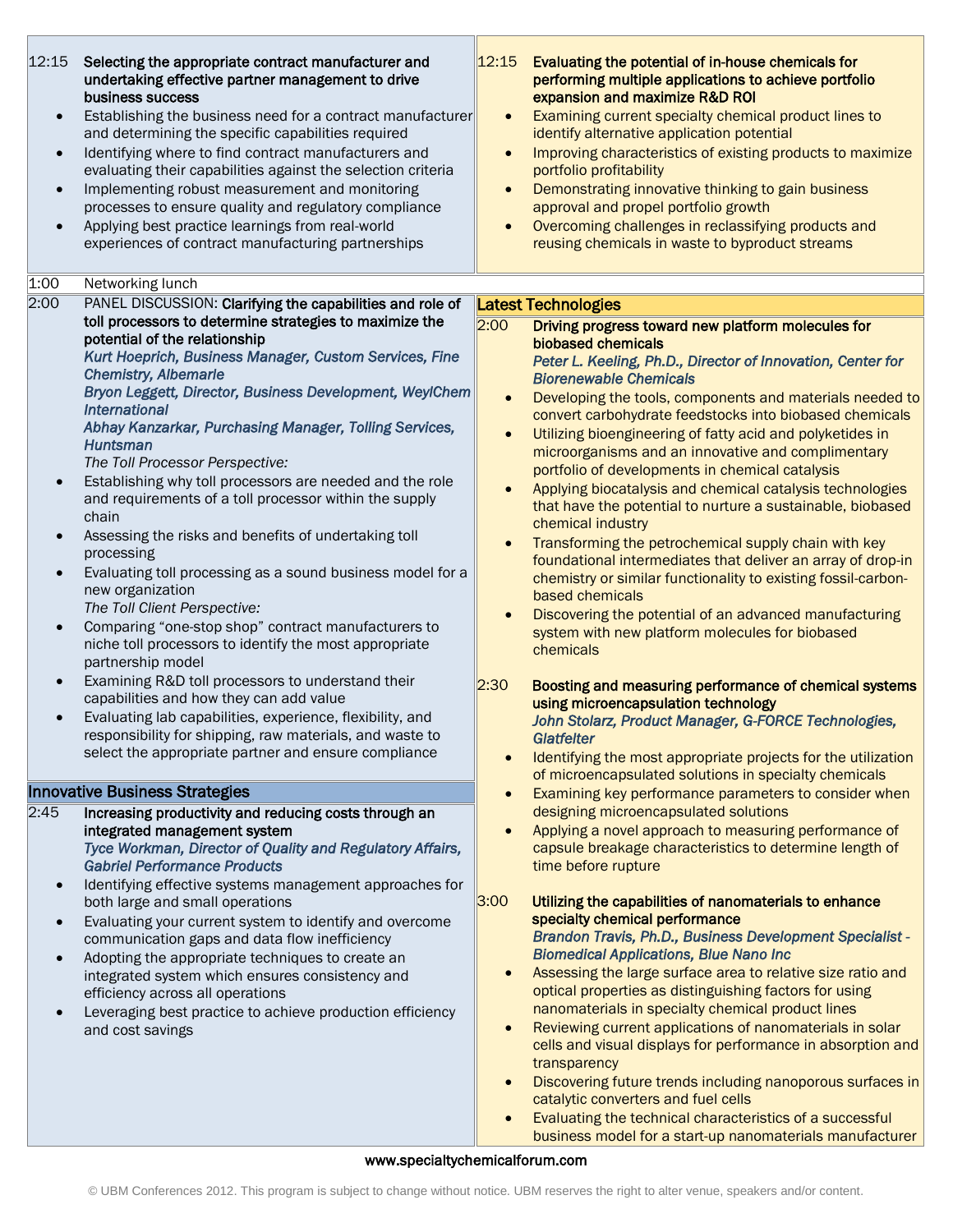12:15 **Selecting the appropriate contract manufacturer and undertaking effective partner management to drive business success**

- Establishing the business need for a contract manufacturer and determining the specific capabilities required
- Identifying where to find contract manufacturers and evaluating their capabilities against the selection criteria
- Implementing robust measurement and monitoring processes to ensure quality and regulatory compliance
- Applying best practice learnings from real-world experiences of contract manufacturing partnerships

12:15 **Evaluating the potential of in-house chemicals for performing multiple applications to achieve portfolio expansion and maximize R&D ROI**

- Examining current specialty chemical product lines to identify alternative application potential
- Improving characteristics of existing products to maximize portfolio profitability
- Demonstrating innovative thinking to gain business approval and propel portfolio growth
- Overcoming challenges in reclassifying products and reusing chemicals in waste to byproduct streams

1:00 Networking lunch

2:00 PANEL DISCUSSION: **Clarifying the capabilities and role of toll processors to determine strategies to maximize the potential of the relationship**

*Kurt Hoeprich, Business Manager, Custom Services, Fine Chemistry, Albemarle*

*Bryon Leggett, Director, Business Development, WeylChem International*

*Abhay Kanzarkar, Purchasing Manager, Tolling Services, Huntsman*

*The Toll Processor Perspective:*

- Establishing why toll processors are needed and the role and requirements of a toll processor within the supply chain
- Assessing the risks and benefits of undertaking toll processing
- Evaluating toll processing as a sound business model for a new organization

*The Toll Client Perspective:*

- Comparing "one-stop shop" contract manufacturers to niche toll processors to identify the most appropriate partnership model
- Examining R&D toll processors to understand their capabilities and how they can add value
- Evaluating lab capabilities, experience, flexibility, and responsibility for shipping, raw materials, and waste to select the appropriate partner and ensure compliance

## Innovative Business Strategies

2:45 **Increasing productivity and reducing costs through an integrated management system**

*Tyce Workman, Director of Quality and Regulatory Affairs, Gabriel Performance Products*

- Identifying effective systems management approaches for both large and small operations
- Evaluating your current system to identify and overcome communication gaps and data flow inefficiency
- Adopting the appropriate techniques to create an integrated system which ensures consistency and efficiency across all operations
- Leveraging best practice to achieve production efficiency and cost savings

## Latest Technologies

2:00 **Driving progress toward new platform molecules for biobased chemicals**

*Peter L. Keeling, Ph.D., Director of Innovation, Center for Biorenewable Chemicals*

- Developing the tools, components and materials needed to convert carbohydrate feedstocks into biobased chemicals
- Utilizing bioengineering of fatty acid and polyketides in microorganisms and an innovative and complimentary portfolio of developments in chemical catalysis
- Applying biocatalysis and chemical catalysis technologies that have the potential to nurture a sustainable, biobased chemical industry
- Transforming the petrochemical supply chain with key foundational intermediates that deliver an array of drop-in chemistry or similar functionality to existing fossil-carbon-based chemicals
- Discovering the potential of an advanced manufacturing system with new platform molecules for biobased chemicals

2:30 **Boosting and measuring performance of chemical systems using microencapsulation technology**

*John Stolarz, Product Manager, G-FORCE Technologies, Glatfelter*

- Identifying the most appropriate projects for the utilization of microencapsulated solutions in specialty chemicals
- Examining key performance parameters to consider when designing microencapsulated solutions
- Applying a novel approach to measuring performance of capsule breakage characteristics to determine length of time before rupture

3:00 **Utilizing the capabilities of nanomaterials to enhance specialty chemical performance**

*Brandon Travis, Ph.D., Business Development Specialist - Biomedical Applications, Blue Nano Inc*

- Assessing the large surface area to relative size ratio and optical properties as distinguishing factors for using nanomaterials in specialty chemical product lines
- Reviewing current applications of nanomaterials in solar cells and visual displays for performance in absorption and transparency
- Discovering future trends including nanoporous surfaces in catalytic converters and fuel cells
- Evaluating the technical characteristics of a successful business model for a start-up nanomaterials manufacturer

www.specialtychemicalforum.com

© UBM Conferences 2012. This program is subject to change without notice. UBM reserves the right to alter venue, speakers and/or content.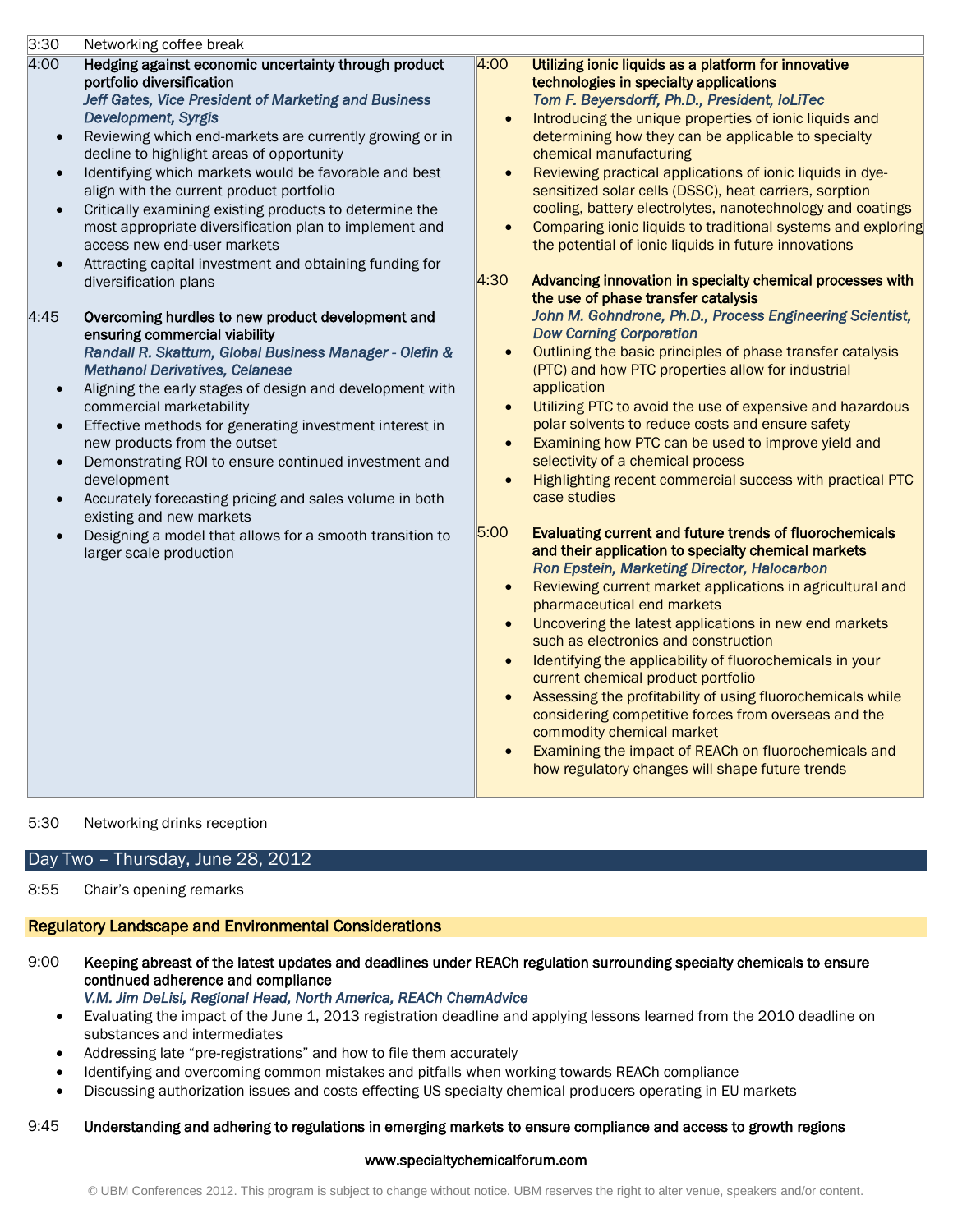3:30 Networking coffee break

4:00 **Hedging against economic uncertainty through product portfolio diversification**
*Jeff Gates, Vice President of Marketing and Business Development, Syrgis*

- Reviewing which end-markets are currently growing or in decline to highlight areas of opportunity
- Identifying which markets would be favorable and best align with the current product portfolio
- Critically examining existing products to determine the most appropriate diversification plan to implement and access new end-user markets
- Attracting capital investment and obtaining funding for diversification plans

4:45 **Overcoming hurdles to new product development and ensuring commercial viability**
*Randall R. Skattum, Global Business Manager - Olefin & Methanol Derivatives, Celanese*

- Aligning the early stages of design and development with commercial marketability
- Effective methods for generating investment interest in new products from the outset
- Demonstrating ROI to ensure continued investment and development
- Accurately forecasting pricing and sales volume in both existing and new markets
- Designing a model that allows for a smooth transition to larger scale production

4:00 **Utilizing ionic liquids as a platform for innovative technologies in specialty applications**
*Tom F. Beyersdorff, Ph.D., President, IoLiTec*

- Introducing the unique properties of ionic liquids and determining how they can be applicable to specialty chemical manufacturing
- Reviewing practical applications of ionic liquids in dye-sensitized solar cells (DSSC), heat carriers, sorption cooling, battery electrolytes, nanotechnology and coatings
- Comparing ionic liquids to traditional systems and exploring the potential of ionic liquids in future innovations

4:30 **Advancing innovation in specialty chemical processes with the use of phase transfer catalysis**
*John M. Gohndrone, Ph.D., Process Engineering Scientist, Dow Corning Corporation*

- Outlining the basic principles of phase transfer catalysis (PTC) and how PTC properties allow for industrial application
- Utilizing PTC to avoid the use of expensive and hazardous polar solvents to reduce costs and ensure safety
- Examining how PTC can be used to improve yield and selectivity of a chemical process
- Highlighting recent commercial success with practical PTC case studies

5:00 **Evaluating current and future trends of fluorochemicals and their application to specialty chemical markets**
*Ron Epstein, Marketing Director, Halocarbon*

- Reviewing current market applications in agricultural and pharmaceutical end markets
- Uncovering the latest applications in new end markets such as electronics and construction
- Identifying the applicability of fluorochemicals in your current chemical product portfolio
- Assessing the profitability of using fluorochemicals while considering competitive forces from overseas and the commodity chemical market
- Examining the impact of REACh on fluorochemicals and how regulatory changes will shape future trends

5:30 Networking drinks reception

## Day Two – Thursday, June 28, 2012

8:55 Chair's opening remarks

### Regulatory Landscape and Environmental Considerations

9:00 **Keeping abreast of the latest updates and deadlines under REACh regulation surrounding specialty chemicals to ensure continued adherence and compliance**
*V.M. Jim DeLisi, Regional Head, North America, REACh ChemAdvice*

- Evaluating the impact of the June 1, 2013 registration deadline and applying lessons learned from the 2010 deadline on substances and intermediates
- Addressing late "pre-registrations" and how to file them accurately
- Identifying and overcoming common mistakes and pitfalls when working towards REACh compliance
- Discussing authorization issues and costs effecting US specialty chemical producers operating in EU markets

9:45 **Understanding and adhering to regulations in emerging markets to ensure compliance and access to growth regions**

www.specialtychemicalforum.com

© UBM Conferences 2012. This program is subject to change without notice. UBM reserves the right to alter venue, speakers and/or content.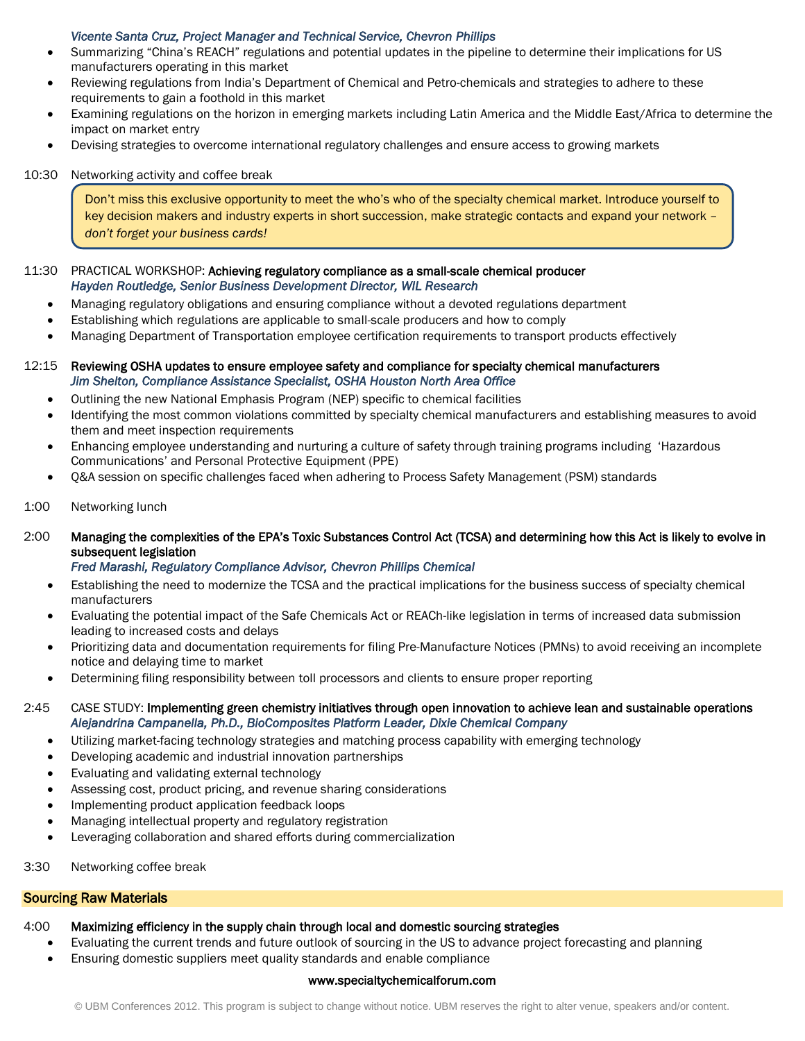*Vicente Santa Cruz, Project Manager and Technical Service, Chevron Phillips*

- Summarizing "China's REACH" regulations and potential updates in the pipeline to determine their implications for US manufacturers operating in this market
- Reviewing regulations from India's Department of Chemical and Petro-chemicals and strategies to adhere to these requirements to gain a foothold in this market
- Examining regulations on the horizon in emerging markets including Latin America and the Middle East/Africa to determine the impact on market entry
- Devising strategies to overcome international regulatory challenges and ensure access to growing markets

10:30 Networking activity and coffee break

> Don't miss this exclusive opportunity to meet the who's who of the specialty chemical market. Introduce yourself to key decision makers and industry experts in short succession, make strategic contacts and expand your network – *don't forget your business cards!*

11:30 PRACTICAL WORKSHOP: **Achieving regulatory compliance as a small-scale chemical producer**
*Hayden Routledge, Senior Business Development Director, WIL Research*

- Managing regulatory obligations and ensuring compliance without a devoted regulations department
- Establishing which regulations are applicable to small-scale producers and how to comply
- Managing Department of Transportation employee certification requirements to transport products effectively

12:15 **Reviewing OSHA updates to ensure employee safety and compliance for specialty chemical manufacturers**
*Jim Shelton, Compliance Assistance Specialist, OSHA Houston North Area Office*

- Outlining the new National Emphasis Program (NEP) specific to chemical facilities
- Identifying the most common violations committed by specialty chemical manufacturers and establishing measures to avoid them and meet inspection requirements
- Enhancing employee understanding and nurturing a culture of safety through training programs including 'Hazardous Communications' and Personal Protective Equipment (PPE)
- Q&A session on specific challenges faced when adhering to Process Safety Management (PSM) standards

1:00 Networking lunch

2:00 **Managing the complexities of the EPA's Toxic Substances Control Act (TCSA) and determining how this Act is likely to evolve in subsequent legislation**
*Fred Marashi, Regulatory Compliance Advisor, Chevron Phillips Chemical*

- Establishing the need to modernize the TCSA and the practical implications for the business success of specialty chemical manufacturers
- Evaluating the potential impact of the Safe Chemicals Act or REACh-like legislation in terms of increased data submission leading to increased costs and delays
- Prioritizing data and documentation requirements for filing Pre-Manufacture Notices (PMNs) to avoid receiving an incomplete notice and delaying time to market
- Determining filing responsibility between toll processors and clients to ensure proper reporting

2:45 CASE STUDY: **Implementing green chemistry initiatives through open innovation to achieve lean and sustainable operations**
*Alejandrina Campanella, Ph.D., BioComposites Platform Leader, Dixie Chemical Company*

- Utilizing market-facing technology strategies and matching process capability with emerging technology
- Developing academic and industrial innovation partnerships
- Evaluating and validating external technology
- Assessing cost, product pricing, and revenue sharing considerations
- Implementing product application feedback loops
- Managing intellectual property and regulatory registration
- Leveraging collaboration and shared efforts during commercialization

3:30 Networking coffee break

## Sourcing Raw Materials

4:00 **Maximizing efficiency in the supply chain through local and domestic sourcing strategies**

- Evaluating the current trends and future outlook of sourcing in the US to advance project forecasting and planning
- Ensuring domestic suppliers meet quality standards and enable compliance

**www.specialtychemicalforum.com**

© UBM Conferences 2012. This program is subject to change without notice. UBM reserves the right to alter venue, speakers and/or content.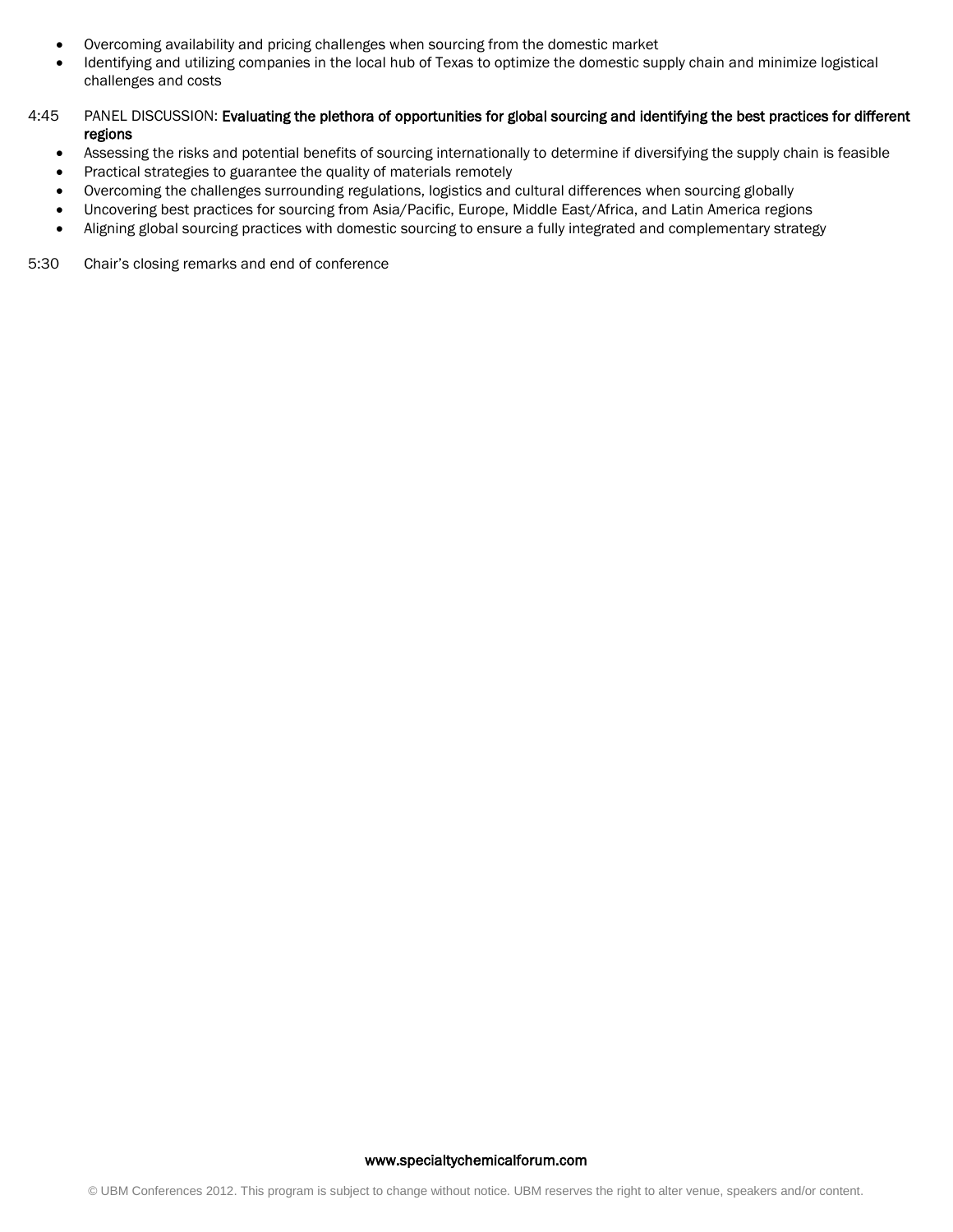- Overcoming availability and pricing challenges when sourcing from the domestic market
- Identifying and utilizing companies in the local hub of Texas to optimize the domestic supply chain and minimize logistical challenges and costs

4:45 PANEL DISCUSSION: **Evaluating the plethora of opportunities for global sourcing and identifying the best practices for different regions**

- Assessing the risks and potential benefits of sourcing internationally to determine if diversifying the supply chain is feasible
- Practical strategies to guarantee the quality of materials remotely
- Overcoming the challenges surrounding regulations, logistics and cultural differences when sourcing globally
- Uncovering best practices for sourcing from Asia/Pacific, Europe, Middle East/Africa, and Latin America regions
- Aligning global sourcing practices with domestic sourcing to ensure a fully integrated and complementary strategy

5:30 Chair's closing remarks and end of conference